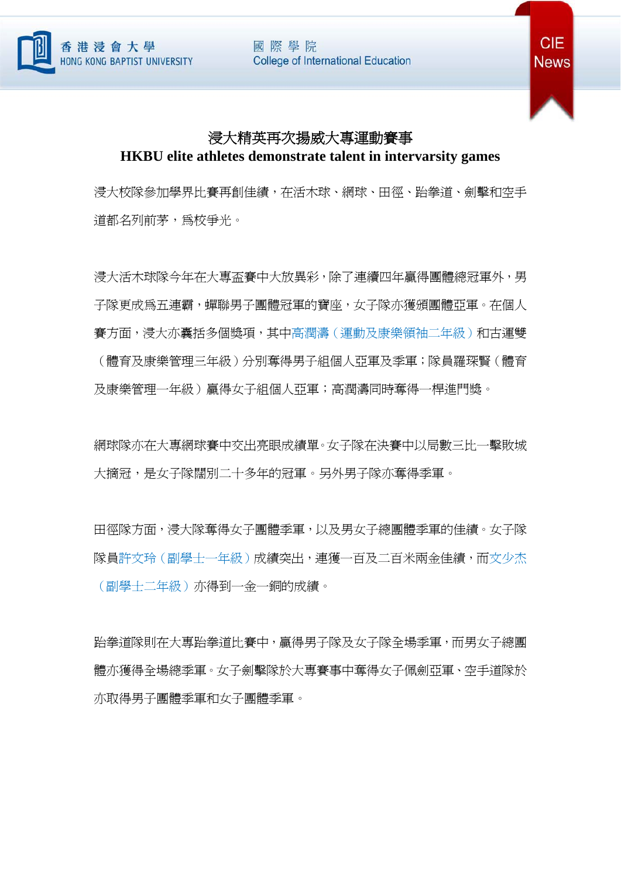# 浸大精英再次揚威大專運動賽事

## HKBU elite athletes demonstrate talent in intervarsity games

浸大校隊參加學界比賽再創佳績，在活木球、網球、田徑、跆拳道、劍擊和空手道都名列前茅，爲校爭光。

浸大活木球隊今年在大專盃賽中大放異彩，除了連續四年贏得團體總冠軍外，男子隊更成爲五連霸，蟬聯男子團體冠軍的寶座，女子隊亦獲頒團體亞軍。在個人賽方面，浸大亦囊括多個獎項，其中高潤濤（運動及康樂領袖二年級）和古運雙（體育及康樂管理三年級）分別奪得男子組個人亞軍及季軍；隊員羅琛賢（體育及康樂管理一年級）贏得女子組個人亞軍；高潤濤同時奪得一桿進門獎。

網球隊亦在大專網球賽中交出亮眼成績單。女子隊在決賽中以局數三比一擊敗城大摘冠，是女子隊闊別二十多年的冠軍。另外男子隊亦奪得季軍。

田徑方面，浸大隊奪得女子團體季軍，以及男女子總團體季軍的佳績。女子隊隊員許文玲（副學士一年級）成績突出，連獲一百及二百米兩金佳績，而文少杰（副學士二年級）亦得到一金一銅的成績。

跆拳道隊則在大專跆拳道比賽中，贏得男子隊及女子隊全場季軍，而男女子總團體亦獲得全場總季軍。女子劍擊隊於大專賽事中奪得女子佩劍亞軍、空手道隊於亦取得男子團體季軍和女子團體季軍。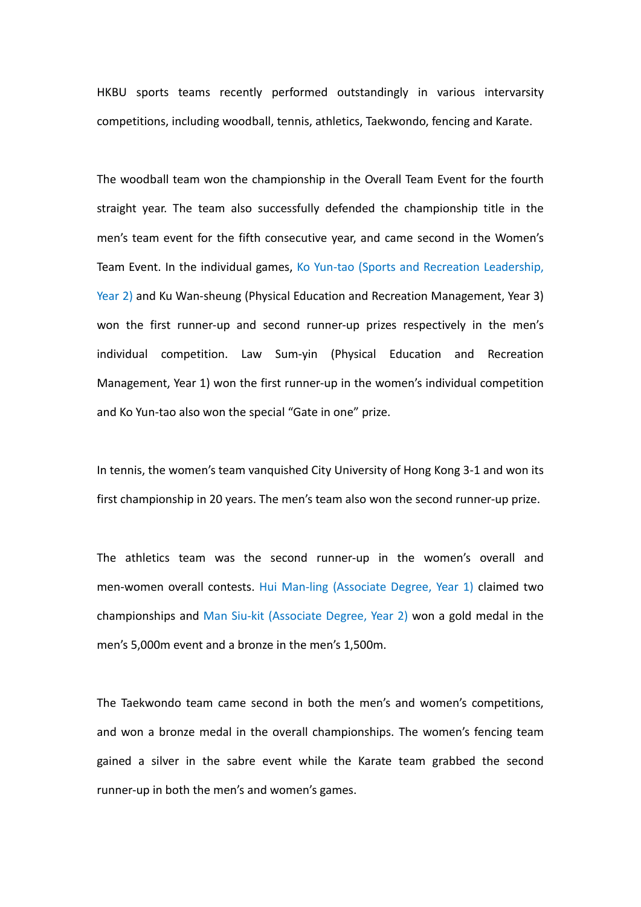HKBU sports teams recently performed outstandingly in various intervarsity competitions, including woodball, tennis, athletics, Taekwondo, fencing and Karate.

The woodball team won the championship in the Overall Team Event for the fourth straight year. The team also successfully defended the championship title in the men's team event for the fifth consecutive year, and came second in the Women's Team Event. In the individual games, Ko Yun-tao (Sports and Recreation Leadership, Year 2) and Ku Wan-sheung (Physical Education and Recreation Management, Year 3) won the first runner-up and second runner-up prizes respectively in the men's individual competition. Law Sum-yin (Physical Education and Recreation Management, Year 1) won the first runner-up in the women's individual competition and Ko Yun-tao also won the special "Gate in one" prize.

In tennis, the women's team vanquished City University of Hong Kong 3-1 and won its first championship in 20 years. The men's team also won the second runner-up prize.

The athletics team was the second runner-up in the women's overall and men-women overall contests. Hui Man-ling (Associate Degree, Year 1) claimed two championships and Man Siu-kit (Associate Degree, Year 2) won a gold medal in the men's 5,000m event and a bronze in the men's 1,500m.

The Taekwondo team came second in both the men's and women's competitions, and won a bronze medal in the overall championships. The women's fencing team gained a silver in the sabre event while the Karate team grabbed the second runner-up in both the men's and women's games.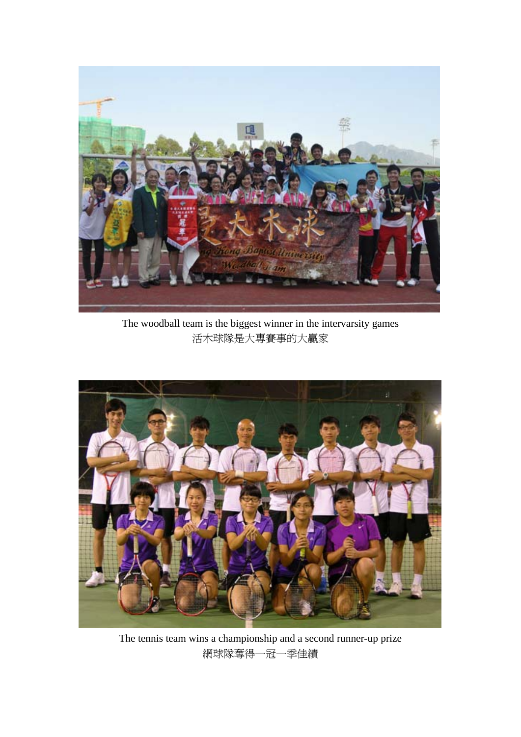The woodball team is the biggest winner in the intervarsity games
活木球隊是大專賽事的大贏家

The tennis team wins a championship and a second runner-up prize
網球隊奪得一冠一季佳績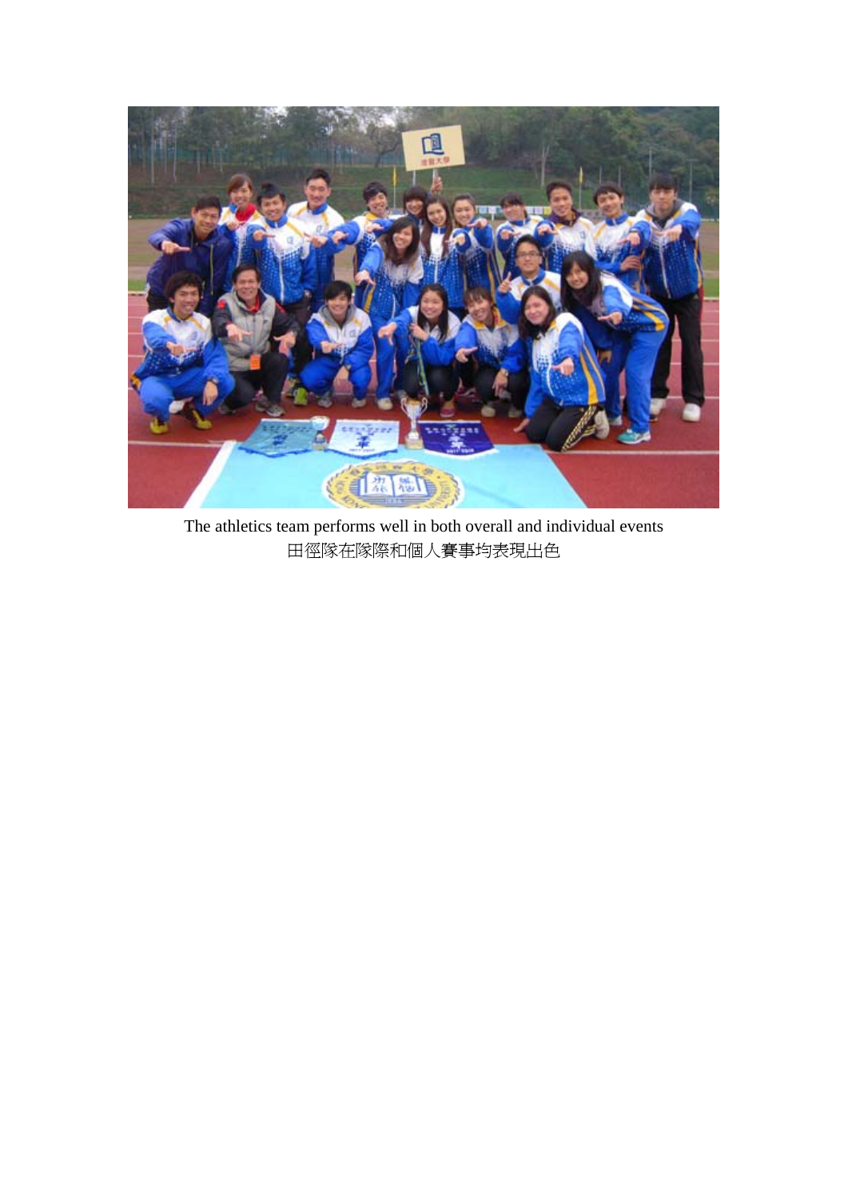The athletics team performs well in both overall and individual events
田徑隊在隊際和個人賽事均表現出色